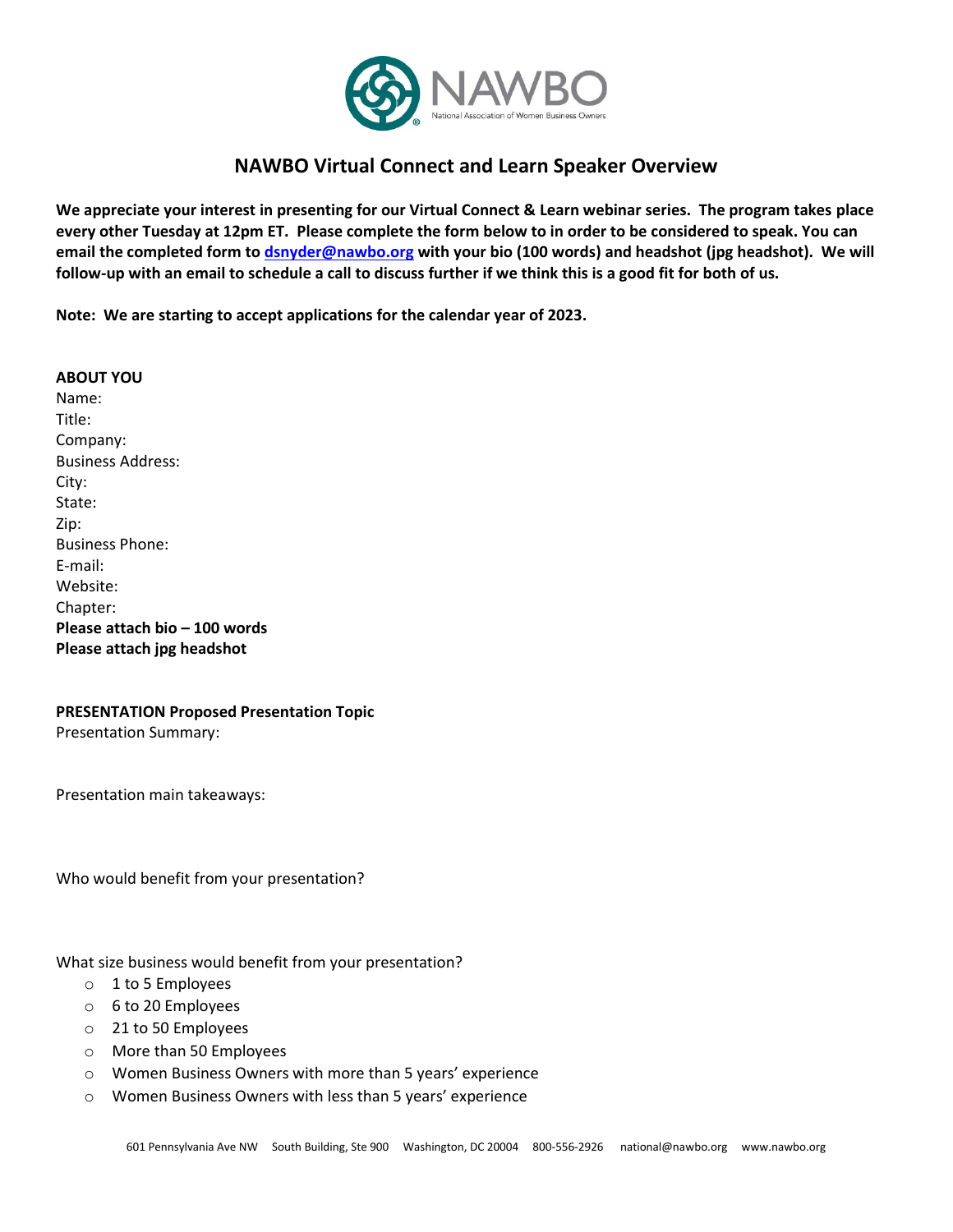# NAWBO Virtual Connect and Learn Speaker Overview

**We appreciate your interest in presenting for our Virtual Connect & Learn webinar series. The program takes place every other Tuesday at 12pm ET. Please complete the form below to in order to be considered to speak. You can email the completed form to [dsnyder@nawbo.org](mailto:dsnyder@nawbo.org) with your bio (100 words) and headshot (jpg headshot). We will follow-up with an email to schedule a call to discuss further if we think this is a good fit for both of us.**

**Note: We are starting to accept applications for the calendar year of 2023.**

**ABOUT YOU**

Name:
Title:
Company:
Business Address:
City:
State:
Zip:
Business Phone:
E-mail:
Website:
Chapter:
**Please attach bio – 100 words**
**Please attach jpg headshot**

**PRESENTATION Proposed Presentation Topic**

Presentation Summary:

Presentation main takeaways:

Who would benefit from your presentation?

What size business would benefit from your presentation?

- 1 to 5 Employees
- 6 to 20 Employees
- 21 to 50 Employees
- More than 50 Employees
- Women Business Owners with more than 5 years' experience
- Women Business Owners with less than 5 years' experience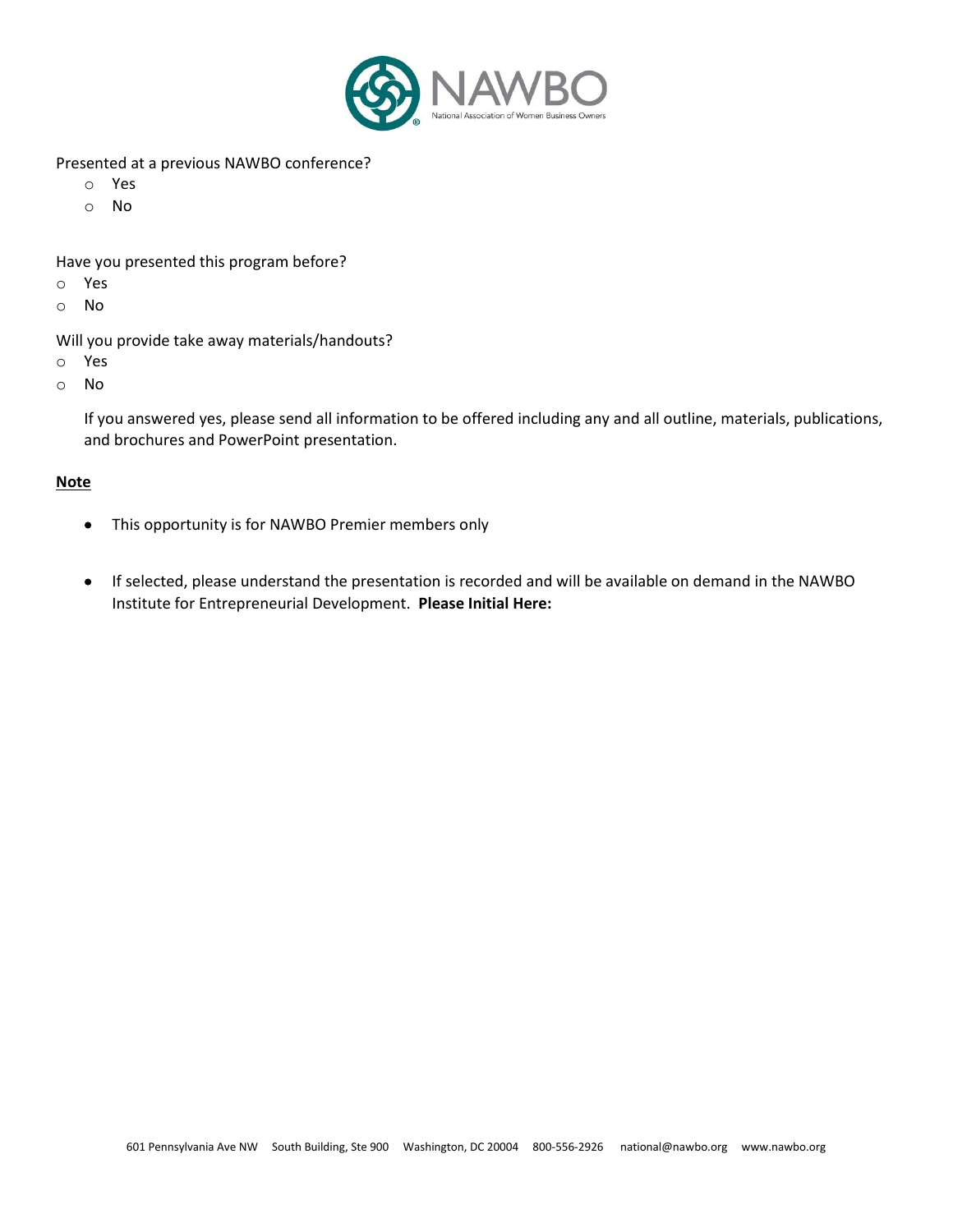Presented at a previous NAWBO conference?

- o Yes
- o No

Have you presented this program before?

- o Yes
- o No

Will you provide take away materials/handouts?

- o Yes
- o No

If you answered yes, please send all information to be offered including any and all outline, materials, publications, and brochures and PowerPoint presentation.

**Note**

- This opportunity is for NAWBO Premier members only
- If selected, please understand the presentation is recorded and will be available on demand in the NAWBO Institute for Entrepreneurial Development. **Please Initial Here:**

601 Pennsylvania Ave NW South Building, Ste 900 Washington, DC 20004 800-556-2926 national@nawbo.org www.nawbo.org